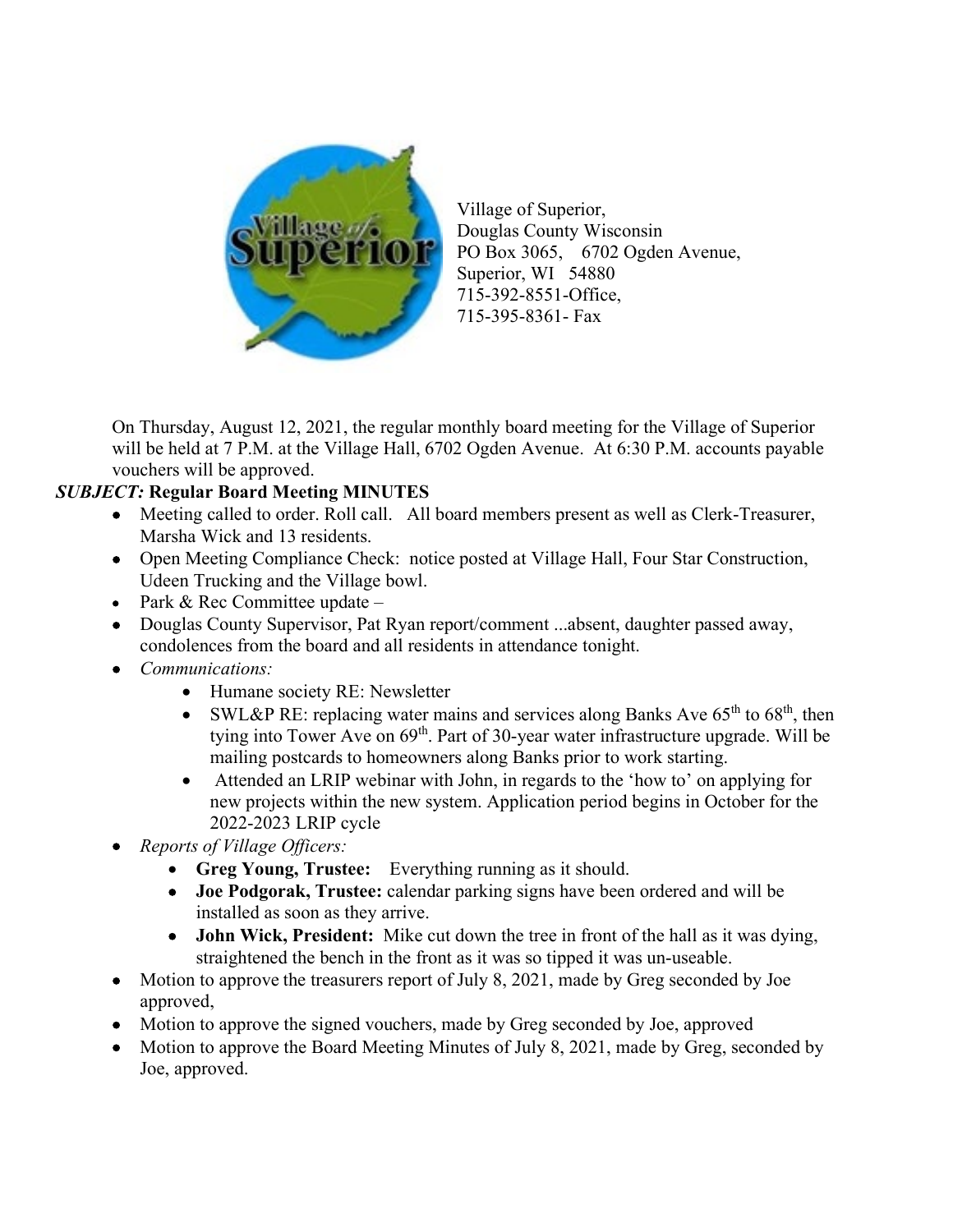Village of Superior,
Douglas County Wisconsin
PO Box 3065, 6702 Ogden Avenue,
Superior, WI 54880
715-392-8551-Office,
715-395-8361- Fax

On Thursday, August 12, 2021, the regular monthly board meeting for the Village of Superior will be held at 7 P.M. at the Village Hall, 6702 Ogden Avenue. At 6:30 P.M. accounts payable vouchers will be approved.

***SUBJECT:*** **Regular Board Meeting MINUTES**

- Meeting called to order. Roll call. All board members present as well as Clerk-Treasurer, Marsha Wick and 13 residents.
- Open Meeting Compliance Check: notice posted at Village Hall, Four Star Construction, Udeen Trucking and the Village bowl.
- Park & Rec Committee update –
- Douglas County Supervisor, Pat Ryan report/comment ...absent, daughter passed away, condolences from the board and all residents in attendance tonight.
- *Communications:*
    - Humane society RE: Newsletter
    - SWL&P RE: replacing water mains and services along Banks Ave 65th to 68th, then tying into Tower Ave on 69th. Part of 30-year water infrastructure upgrade. Will be mailing postcards to homeowners along Banks prior to work starting.
    - Attended an LRIP webinar with John, in regards to the 'how to' on applying for new projects within the new system. Application period begins in October for the 2022-2023 LRIP cycle
- *Reports of Village Officers:*
    - **Greg Young, Trustee:** Everything running as it should.
    - **Joe Podgorak, Trustee:** calendar parking signs have been ordered and will be installed as soon as they arrive.
    - **John Wick, President:** Mike cut down the tree in front of the hall as it was dying, straightened the bench in the front as it was so tipped it was un-useable.
- Motion to approve the treasurers report of July 8, 2021, made by Greg seconded by Joe approved,
- Motion to approve the signed vouchers, made by Greg seconded by Joe, approved
- Motion to approve the Board Meeting Minutes of July 8, 2021, made by Greg, seconded by Joe, approved.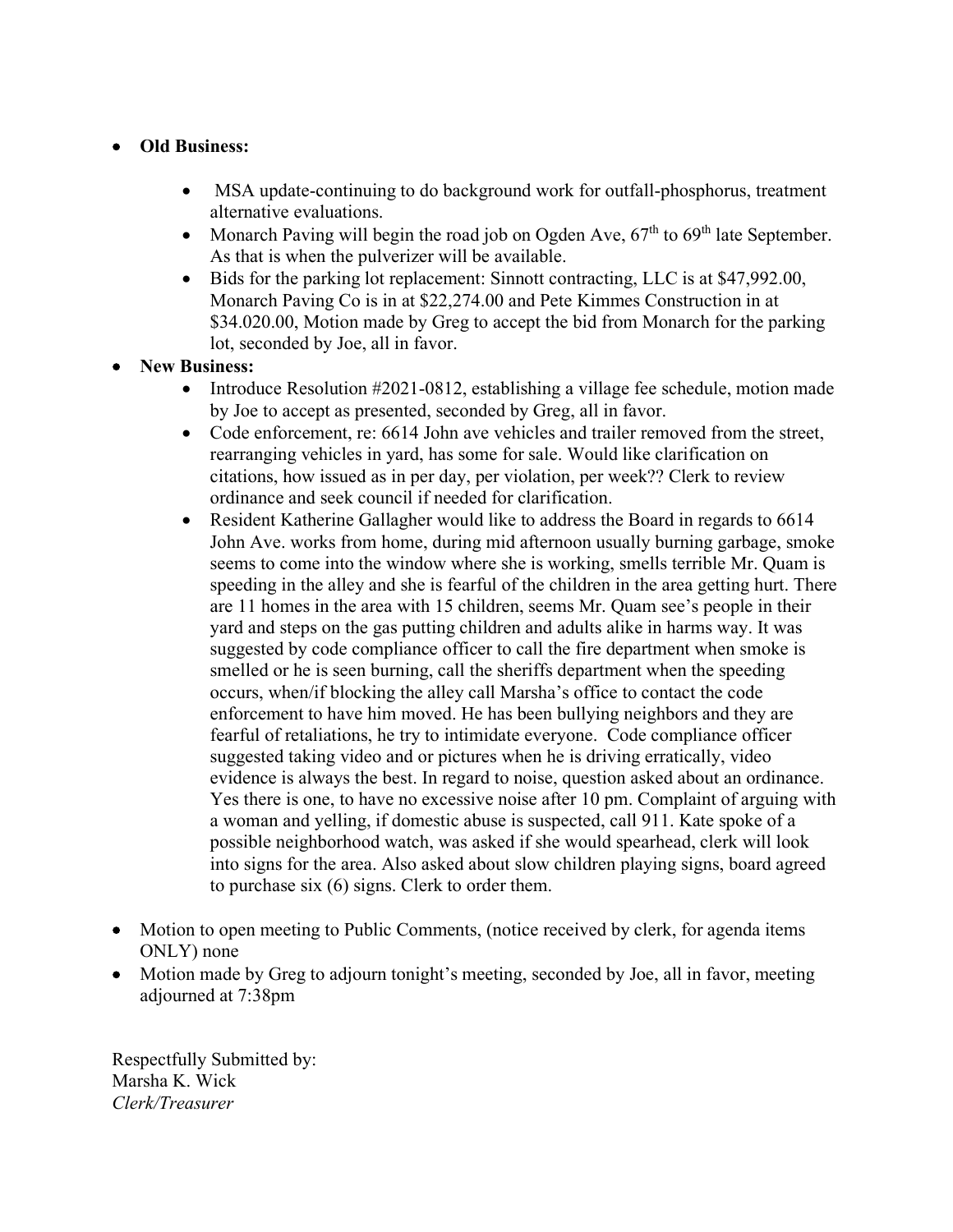- **Old Business:**
  - MSA update-continuing to do background work for outfall-phosphorus, treatment alternative evaluations.
  - Monarch Paving will begin the road job on Ogden Ave, 67th to 69th late September. As that is when the pulverizer will be available.
  - Bids for the parking lot replacement: Sinnott contracting, LLC is at $47,992.00, Monarch Paving Co is in at $22,274.00 and Pete Kimmes Construction in at $34.020.00, Motion made by Greg to accept the bid from Monarch for the parking lot, seconded by Joe, all in favor.
- **New Business:**
  - Introduce Resolution #2021-0812, establishing a village fee schedule, motion made by Joe to accept as presented, seconded by Greg, all in favor.
  - Code enforcement, re: 6614 John ave vehicles and trailer removed from the street, rearranging vehicles in yard, has some for sale. Would like clarification on citations, how issued as in per day, per violation, per week?? Clerk to review ordinance and seek council if needed for clarification.
  - Resident Katherine Gallagher would like to address the Board in regards to 6614 John Ave. works from home, during mid afternoon usually burning garbage, smoke seems to come into the window where she is working, smells terrible Mr. Quam is speeding in the alley and she is fearful of the children in the area getting hurt. There are 11 homes in the area with 15 children, seems Mr. Quam see's people in their yard and steps on the gas putting children and adults alike in harms way. It was suggested by code compliance officer to call the fire department when smoke is smelled or he is seen burning, call the sheriffs department when the speeding occurs, when/if blocking the alley call Marsha's office to contact the code enforcement to have him moved. He has been bullying neighbors and they are fearful of retaliations, he try to intimidate everyone. Code compliance officer suggested taking video and or pictures when he is driving erratically, video evidence is always the best. In regard to noise, question asked about an ordinance. Yes there is one, to have no excessive noise after 10 pm. Complaint of arguing with a woman and yelling, if domestic abuse is suspected, call 911. Kate spoke of a possible neighborhood watch, was asked if she would spearhead, clerk will look into signs for the area. Also asked about slow children playing signs, board agreed to purchase six (6) signs. Clerk to order them.

- Motion to open meeting to Public Comments, (notice received by clerk, for agenda items ONLY) none
- Motion made by Greg to adjourn tonight's meeting, seconded by Joe, all in favor, meeting adjourned at 7:38pm

Respectfully Submitted by:
Marsha K. Wick
*Clerk/Treasurer*